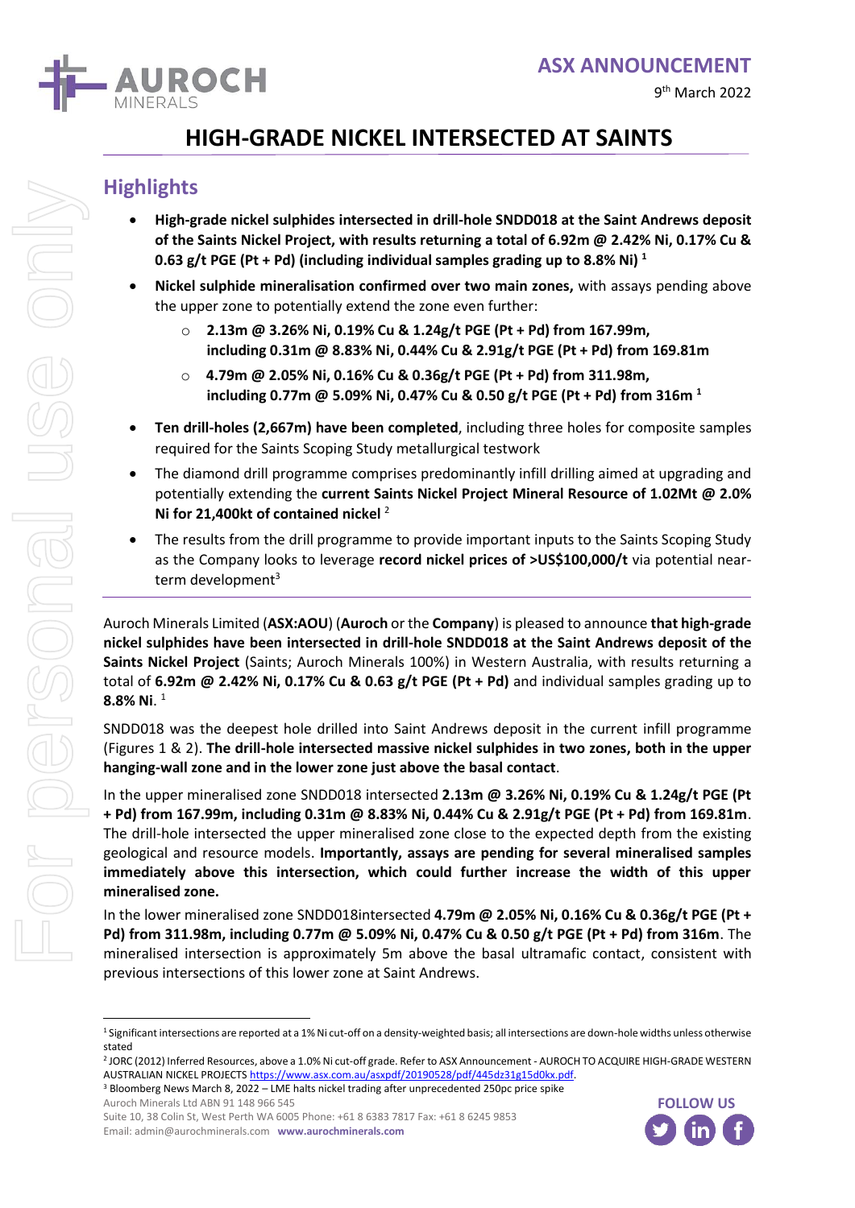ASX ANNOUNCEMENT

9th March 2022

# HIGH-GRADE NICKEL INTERSECTED AT SAINTS

## Highlights

- **High-grade nickel sulphides intersected in drill-hole SNDD018 at the Saint Andrews deposit of the Saints Nickel Project, with results returning a total of 6.92m @ 2.42% Ni, 0.17% Cu & 0.63 g/t PGE (Pt + Pd) (including individual samples grading up to 8.8% Ni)** [1]
- **Nickel sulphide mineralisation confirmed over two main zones,** with assays pending above the upper zone to potentially extend the zone even further:
  - **2.13m @ 3.26% Ni, 0.19% Cu & 1.24g/t PGE (Pt + Pd) from 167.99m, including 0.31m @ 8.83% Ni, 0.44% Cu & 2.91g/t PGE (Pt + Pd) from 169.81m**
  - **4.79m @ 2.05% Ni, 0.16% Cu & 0.36g/t PGE (Pt + Pd) from 311.98m, including 0.77m @ 5.09% Ni, 0.47% Cu & 0.50 g/t PGE (Pt + Pd) from 316m** [1]
- **Ten drill-holes (2,667m) have been completed**, including three holes for composite samples required for the Saints Scoping Study metallurgical testwork
- The diamond drill programme comprises predominantly infill drilling aimed at upgrading and potentially extending the **current Saints Nickel Project Mineral Resource of 1.02Mt @ 2.0% Ni for 21,400kt of contained nickel** [2]
- The results from the drill programme to provide important inputs to the Saints Scoping Study as the Company looks to leverage **record nickel prices of >US$100,000/t** via potential near-term development[3]

Auroch Minerals Limited (**ASX:AOU**) (**Auroch** or the **Company**) is pleased to announce **that high-grade nickel sulphides have been intersected in drill-hole SNDD018 at the Saint Andrews deposit of the Saints Nickel Project** (Saints; Auroch Minerals 100%) in Western Australia, with results returning a total of **6.92m @ 2.42% Ni, 0.17% Cu & 0.63 g/t PGE (Pt + Pd)** and individual samples grading up to **8.8% Ni**. [1]

SNDD018 was the deepest hole drilled into Saint Andrews deposit in the current infill programme (Figures 1 & 2). **The drill-hole intersected massive nickel sulphides in two zones, both in the upper hanging-wall zone and in the lower zone just above the basal contact**.

In the upper mineralised zone SNDD018 intersected **2.13m @ 3.26% Ni, 0.19% Cu & 1.24g/t PGE (Pt + Pd) from 167.99m, including 0.31m @ 8.83% Ni, 0.44% Cu & 2.91g/t PGE (Pt + Pd) from 169.81m**. The drill-hole intersected the upper mineralised zone close to the expected depth from the existing geological and resource models. **Importantly, assays are pending for several mineralised samples immediately above this intersection, which could further increase the width of this upper mineralised zone.**

In the lower mineralised zone SNDD018intersected **4.79m @ 2.05% Ni, 0.16% Cu & 0.36g/t PGE (Pt + Pd) from 311.98m, including 0.77m @ 5.09% Ni, 0.47% Cu & 0.50 g/t PGE (Pt + Pd) from 316m**. The mineralised intersection is approximately 5m above the basal ultramafic contact, consistent with previous intersections of this lower zone at Saint Andrews.

---

[1] Significant intersections are reported at a 1% Ni cut-off on a density-weighted basis; all intersections are down-hole widths unless otherwise stated

[2] JORC (2012) Inferred Resources, above a 1.0% Ni cut-off grade. Refer to ASX Announcement - AUROCH TO ACQUIRE HIGH-GRADE WESTERN AUSTRALIAN NICKEL PROJECTS https://www.asx.com.au/asxpdf/20190528/pdf/445dz31g15d0kx.pdf.

[3] Bloomberg News March 8, 2022 – LME halts nickel trading after unprecedented 250pc price spike

Auroch Minerals Ltd ABN 91 148 966 545
Suite 10, 38 Colin St, West Perth WA 6005 Phone: +61 8 6383 7817 Fax: +61 8 6245 9853
Email: admin@aurochminerals.com **www.aurochminerals.com**

FOLLOW US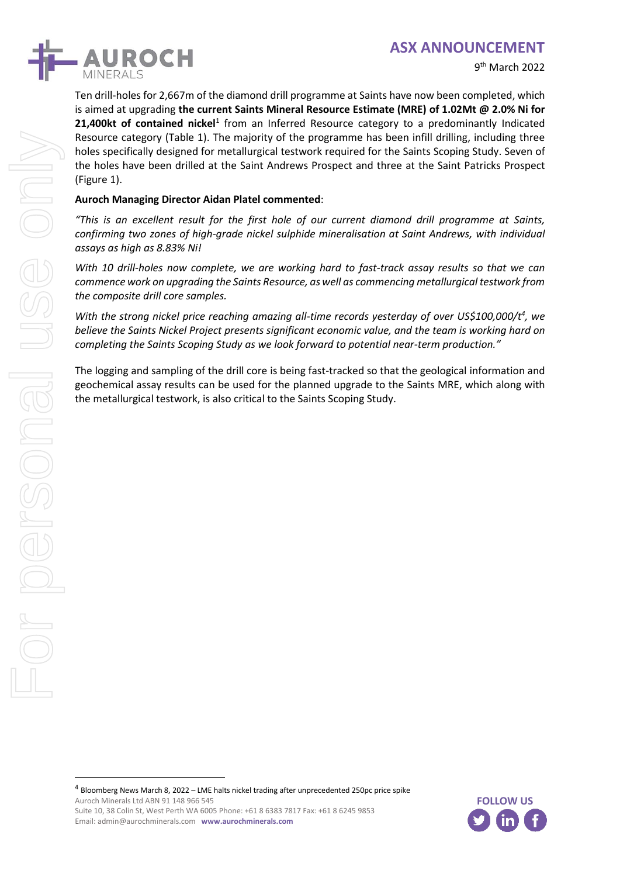Ten drill-holes for 2,667m of the diamond drill programme at Saints have now been completed, which is aimed at upgrading **the current Saints Mineral Resource Estimate (MRE) of 1.02Mt @ 2.0% Ni for 21,400kt of contained nickel**[1] from an Inferred Resource category to a predominantly Indicated Resource category (Table 1). The majority of the programme has been infill drilling, including three holes specifically designed for metallurgical testwork required for the Saints Scoping Study. Seven of the holes have been drilled at the Saint Andrews Prospect and three at the Saint Patricks Prospect (Figure 1).

**Auroch Managing Director Aidan Platel commented**:

*"This is an excellent result for the first hole of our current diamond drill programme at Saints, confirming two zones of high-grade nickel sulphide mineralisation at Saint Andrews, with individual assays as high as 8.83% Ni!*

*With 10 drill-holes now complete, we are working hard to fast-track assay results so that we can commence work on upgrading the Saints Resource, as well as commencing metallurgical testwork from the composite drill core samples.*

*With the strong nickel price reaching amazing all-time records yesterday of over US$100,000/t[4], we believe the Saints Nickel Project presents significant economic value, and the team is working hard on completing the Saints Scoping Study as we look forward to potential near-term production."*

The logging and sampling of the drill core is being fast-tracked so that the geological information and geochemical assay results can be used for the planned upgrade to the Saints MRE, which along with the metallurgical testwork, is also critical to the Saints Scoping Study.

[4] Bloomberg News March 8, 2022 – LME halts nickel trading after unprecedented 250pc price spike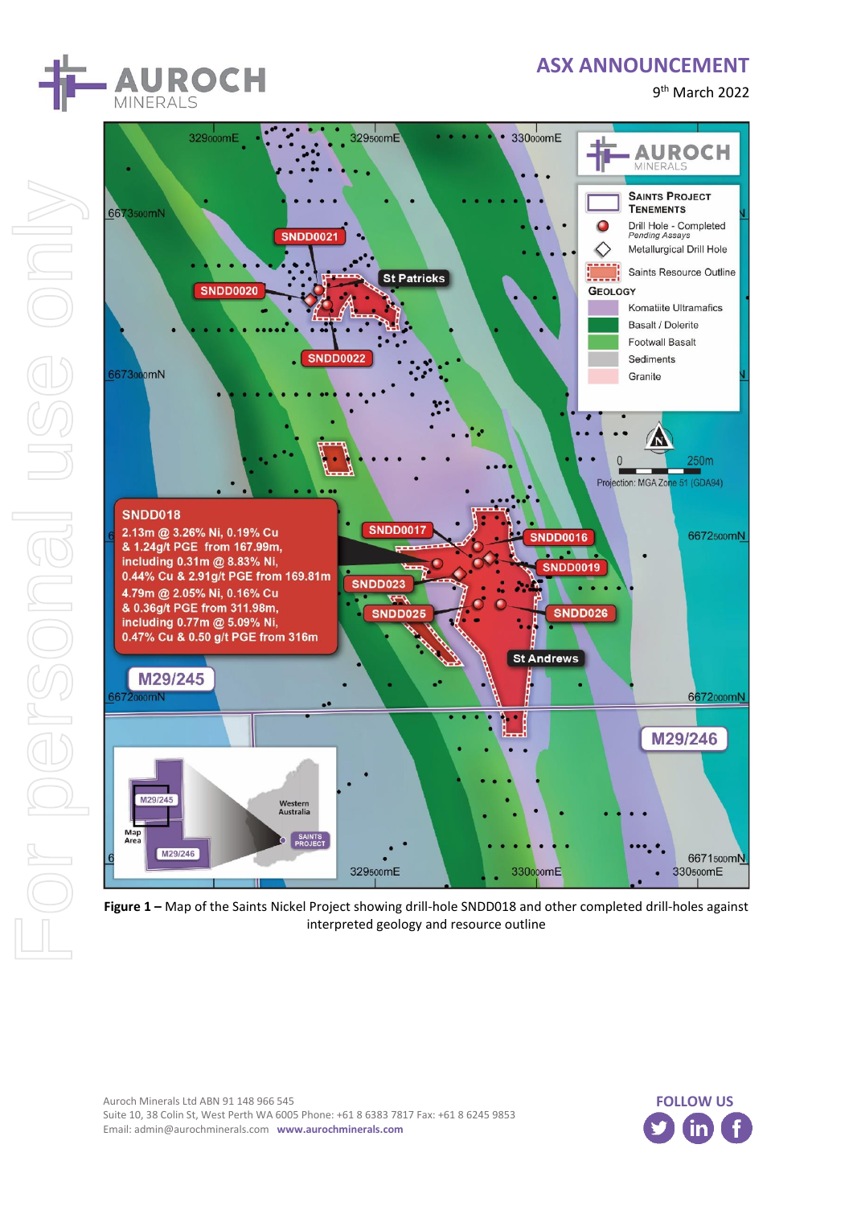Figure 1 – Map of the Saints Nickel Project showing drill-hole SNDD018 and other completed drill-holes against interpreted geology and resource outline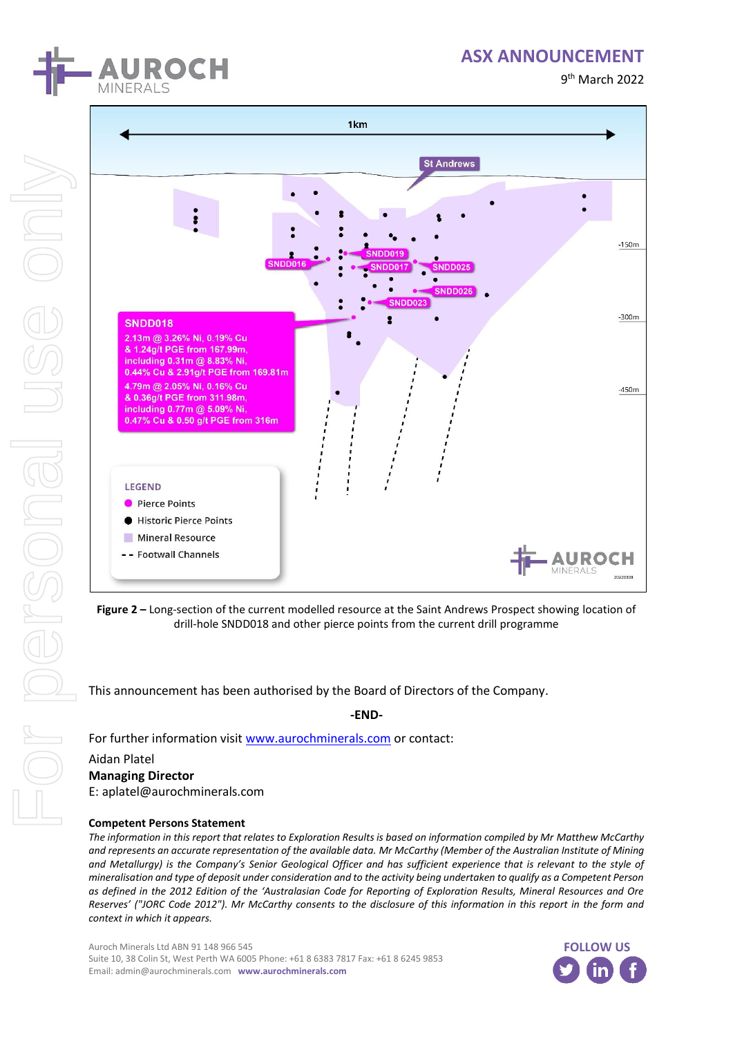1km

St Andrews

-150m

-300m

-450m

SNDD016

SNDD019

SNDD017

SNDD025

SNDD026

SNDD023

SNDD018

2.13m @ 3.26% Ni, 0.19% Cu & 1.24g/t PGE from 167.99m, including 0.31m @ 8.83% Ni, 0.44% Cu & 2.91g/t PGE from 169.81m

4.79m @ 2.05% Ni, 0.16% Cu & 0.36g/t PGE from 311.98m, including 0.77m @ 5.09% Ni, 0.47% Cu & 0.50 g/t PGE from 316m

LEGEND

Pierce Points

Historic Pierce Points

Mineral Resource

Footwall Channels

**Figure 2 –** Long-section of the current modelled resource at the Saint Andrews Prospect showing location of drill-hole SNDD018 and other pierce points from the current drill programme

This announcement has been authorised by the Board of Directors of the Company.

**-END-**

For further information visit www.aurochminerals.com or contact:

Aidan Platel
**Managing Director**
E: aplatel@aurochminerals.com

**Competent Persons Statement**

*The information in this report that relates to Exploration Results is based on information compiled by Mr Matthew McCarthy and represents an accurate representation of the available data. Mr McCarthy (Member of the Australian Institute of Mining and Metallurgy) is the Company's Senior Geological Officer and has sufficient experience that is relevant to the style of mineralisation and type of deposit under consideration and to the activity being undertaken to qualify as a Competent Person as defined in the 2012 Edition of the 'Australasian Code for Reporting of Exploration Results, Mineral Resources and Ore Reserves' ("JORC Code 2012"). Mr McCarthy consents to the disclosure of this information in this report in the form and context in which it appears.*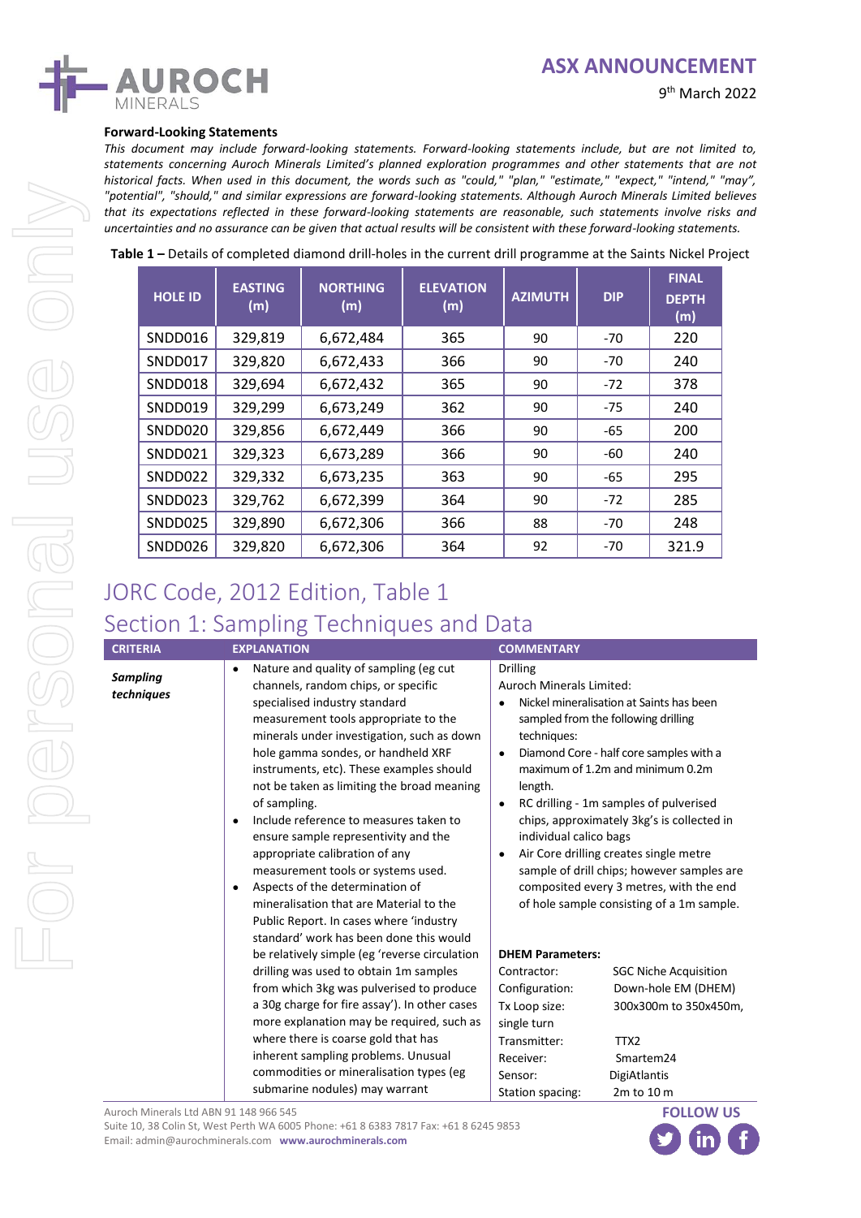**Forward-Looking Statements**

*This document may include forward-looking statements. Forward-looking statements include, but are not limited to, statements concerning Auroch Minerals Limited's planned exploration programmes and other statements that are not historical facts. When used in this document, the words such as "could," "plan," "estimate," "expect," "intend," "may", "potential", "should," and similar expressions are forward-looking statements. Although Auroch Minerals Limited believes that its expectations reflected in these forward-looking statements are reasonable, such statements involve risks and uncertainties and no assurance can be given that actual results will be consistent with these forward-looking statements.*

**Table 1 –** Details of completed diamond drill-holes in the current drill programme at the Saints Nickel Project

| HOLE ID | EASTING (m) | NORTHING (m) | ELEVATION (m) | AZIMUTH | DIP | FINAL DEPTH (m) |
|---|---|---|---|---|---|---|
| SNDD016 | 329,819 | 6,672,484 | 365 | 90 | -70 | 220 |
| SNDD017 | 329,820 | 6,672,433 | 366 | 90 | -70 | 240 |
| SNDD018 | 329,694 | 6,672,432 | 365 | 90 | -72 | 378 |
| SNDD019 | 329,299 | 6,673,249 | 362 | 90 | -75 | 240 |
| SNDD020 | 329,856 | 6,672,449 | 366 | 90 | -65 | 200 |
| SNDD021 | 329,323 | 6,673,289 | 366 | 90 | -60 | 240 |
| SNDD022 | 329,332 | 6,673,235 | 363 | 90 | -65 | 295 |
| SNDD023 | 329,762 | 6,672,399 | 364 | 90 | -72 | 285 |
| SNDD025 | 329,890 | 6,672,306 | 366 | 88 | -70 | 248 |
| SNDD026 | 329,820 | 6,672,306 | 364 | 92 | -70 | 321.9 |

# JORC Code, 2012 Edition, Table 1

## Section 1: Sampling Techniques and Data

| CRITERIA | EXPLANATION | COMMENTARY |
|---|---|---|
| ***Sampling techniques*** | • Nature and quality of sampling (eg cut channels, random chips, or specific specialised industry standard measurement tools appropriate to the minerals under investigation, such as down hole gamma sondes, or handheld XRF instruments, etc). These examples should not be taken as limiting the broad meaning of sampling.<br>• Include reference to measures taken to ensure sample representivity and the appropriate calibration of any measurement tools or systems used.<br>• Aspects of the determination of mineralisation that are Material to the Public Report. In cases where 'industry standard' work has been done this would be relatively simple (eg 'reverse circulation drilling was used to obtain 1m samples from which 3kg was pulverised to produce a 30g charge for fire assay'). In other cases more explanation may be required, such as where there is coarse gold that has inherent sampling problems. Unusual commodities or mineralisation types (eg submarine nodules) may warrant | Drilling<br>Auroch Minerals Limited:<br>• Nickel mineralisation at Saints has been sampled from the following drilling techniques:<br>• Diamond Core - half core samples with a maximum of 1.2m and minimum 0.2m length.<br>• RC drilling - 1m samples of pulverised chips, approximately 3kg's is collected in individual calico bags<br>• Air Core drilling creates single metre sample of drill chips; however samples are composited every 3 metres, with the end of hole sample consisting of a 1m sample.<br><br>**DHEM Parameters:**<br>Contractor: SGC Niche Acquisition<br>Configuration: Down-hole EM (DHEM)<br>Tx Loop size: 300x300m to 350x450m, single turn<br>Transmitter: TTX2<br>Receiver: Smartem24<br>Sensor: DigiAtlantis<br>Station spacing: 2m to 10 m |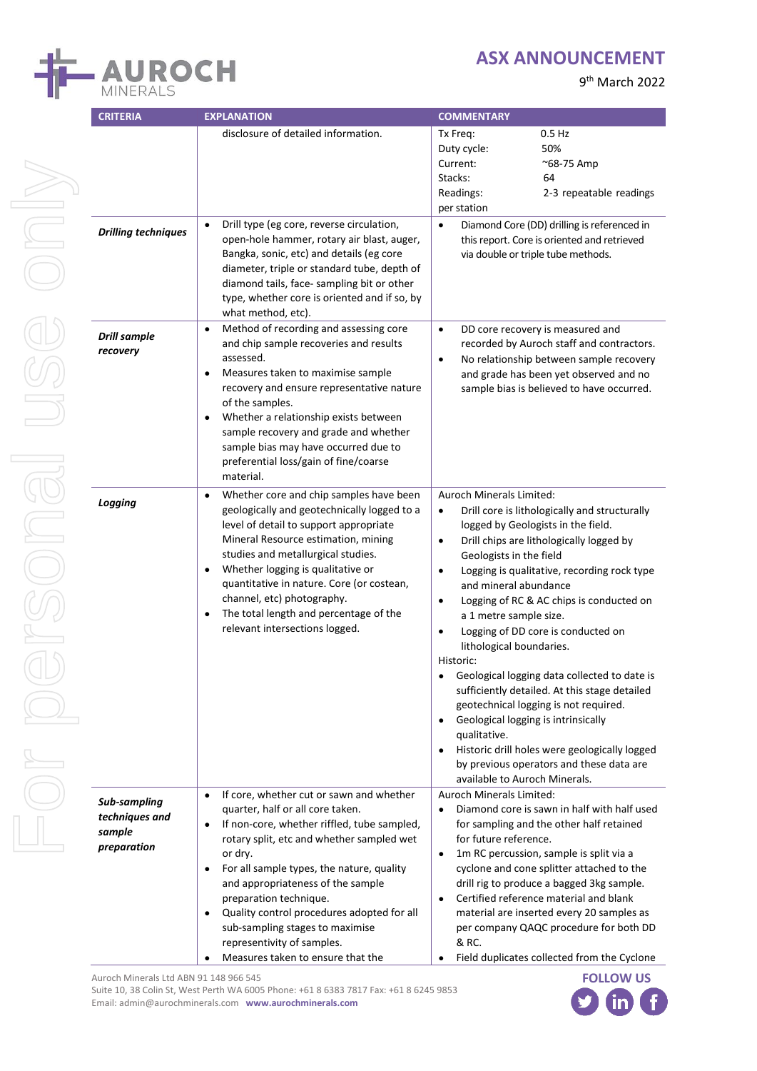| CRITERIA | EXPLANATION | COMMENTARY |
|---|---|---|
| | disclosure of detailed information. | Tx Freq: 0.5 Hz<br>Duty cycle: 50%<br>Current: ~68-75 Amp<br>Stacks: 64<br>Readings: 2-3 repeatable readings per station |
| ***Drilling techniques*** | • Drill type (eg core, reverse circulation, open-hole hammer, rotary air blast, auger, Bangka, sonic, etc) and details (eg core diameter, triple or standard tube, depth of diamond tails, face- sampling bit or other type, whether core is oriented and if so, by what method, etc). | • Diamond Core (DD) drilling is referenced in this report. Core is oriented and retrieved via double or triple tube methods. |
| ***Drill sample recovery*** | • Method of recording and assessing core and chip sample recoveries and results assessed.<br>• Measures taken to maximise sample recovery and ensure representative nature of the samples.<br>• Whether a relationship exists between sample recovery and grade and whether sample bias may have occurred due to preferential loss/gain of fine/coarse material. | • DD core recovery is measured and recorded by Auroch staff and contractors.<br>• No relationship between sample recovery and grade has been yet observed and no sample bias is believed to have occurred. |
| ***Logging*** | • Whether core and chip samples have been geologically and geotechnically logged to a level of detail to support appropriate Mineral Resource estimation, mining studies and metallurgical studies.<br>• Whether logging is qualitative or quantitative in nature. Core (or costean, channel, etc) photography.<br>• The total length and percentage of the relevant intersections logged. | Auroch Minerals Limited:<br>• Drill core is lithologically and structurally logged by Geologists in the field.<br>• Drill chips are lithologically logged by Geologists in the field<br>• Logging is qualitative, recording rock type and mineral abundance<br>• Logging of RC & AC chips is conducted on a 1 metre sample size.<br>• Logging of DD core is conducted on lithological boundaries.<br>Historic:<br>• Geological logging data collected to date is sufficiently detailed. At this stage detailed geotechnical logging is not required.<br>• Geological logging is intrinsically qualitative.<br>• Historic drill holes were geologically logged by previous operators and these data are available to Auroch Minerals. |
| ***Sub-sampling techniques and sample preparation*** | • If core, whether cut or sawn and whether quarter, half or all core taken.<br>• If non-core, whether riffled, tube sampled, rotary split, etc and whether sampled wet or dry.<br>• For all sample types, the nature, quality and appropriateness of the sample preparation technique.<br>• Quality control procedures adopted for all sub-sampling stages to maximise representivity of samples.<br>• Measures taken to ensure that the | Auroch Minerals Limited:<br>• Diamond core is sawn in half with half used for sampling and the other half retained for future reference.<br>• 1m RC percussion, sample is split via a cyclone and cone splitter attached to the drill rig to produce a bagged 3kg sample.<br>• Certified reference material and blank material are inserted every 20 samples as per company QAQC procedure for both DD & RC.<br>• Field duplicates collected from the Cyclone |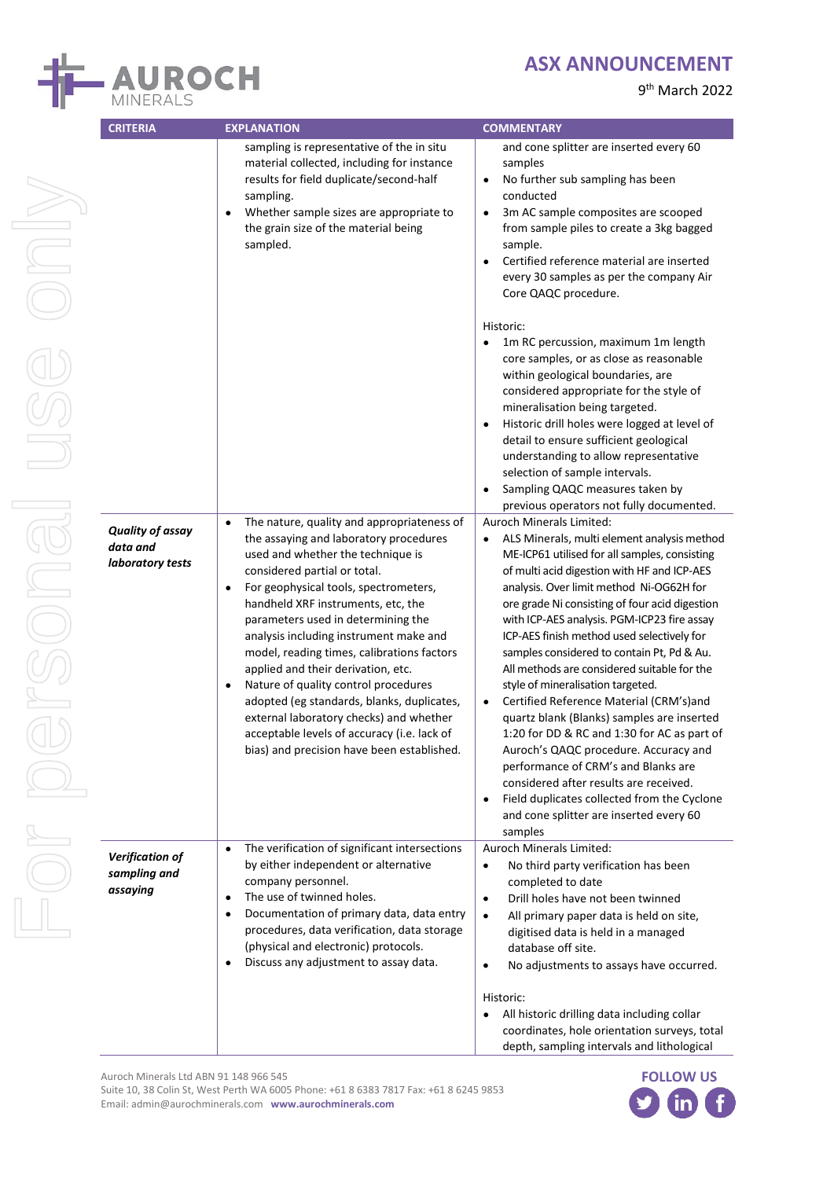| CRITERIA | EXPLANATION | COMMENTARY |
|---|---|---|
| | sampling is representative of the in situ material collected, including for instance results for field duplicate/second-half sampling.<br>• Whether sample sizes are appropriate to the grain size of the material being sampled. | and cone splitter are inserted every 60 samples<br>• No further sub sampling has been conducted<br>• 3m AC sample composites are scooped from sample piles to create a 3kg bagged sample.<br>• Certified reference material are inserted every 30 samples as per the company Air Core QAQC procedure.<br><br>Historic:<br>• 1m RC percussion, maximum 1m length core samples, or as close as reasonable within geological boundaries, are considered appropriate for the style of mineralisation being targeted.<br>• Historic drill holes were logged at level of detail to ensure sufficient geological understanding to allow representative selection of sample intervals.<br>• Sampling QAQC measures taken by previous operators not fully documented. |
| ***Quality of assay data and laboratory tests*** | • The nature, quality and appropriateness of the assaying and laboratory procedures used and whether the technique is considered partial or total.<br>• For geophysical tools, spectrometers, handheld XRF instruments, etc, the parameters used in determining the analysis including instrument make and model, reading times, calibrations factors applied and their derivation, etc.<br>• Nature of quality control procedures adopted (eg standards, blanks, duplicates, external laboratory checks) and whether acceptable levels of accuracy (i.e. lack of bias) and precision have been established. | Auroch Minerals Limited:<br>• ALS Minerals, multi element analysis method ME-ICP61 utilised for all samples, consisting of multi acid digestion with HF and ICP-AES analysis. Over limit method Ni-OG62H for ore grade Ni consisting of four acid digestion with ICP-AES analysis. PGM-ICP23 fire assay ICP-AES finish method used selectively for samples considered to contain Pt, Pd & Au. All methods are considered suitable for the style of mineralisation targeted.<br>• Certified Reference Material (CRM's)and quartz blank (Blanks) samples are inserted 1:20 for DD & RC and 1:30 for AC as part of Auroch's QAQC procedure. Accuracy and performance of CRM's and Blanks are considered after results are received.<br>• Field duplicates collected from the Cyclone and cone splitter are inserted every 60 samples |
| ***Verification of sampling and assaying*** | • The verification of significant intersections by either independent or alternative company personnel.<br>• The use of twinned holes.<br>• Documentation of primary data, data entry procedures, data verification, data storage (physical and electronic) protocols.<br>• Discuss any adjustment to assay data. | Auroch Minerals Limited:<br>• No third party verification has been completed to date<br>• Drill holes have not been twinned<br>• All primary paper data is held on site, digitised data is held in a managed database off site.<br>• No adjustments to assays have occurred.<br><br>Historic:<br>• All historic drilling data including collar coordinates, hole orientation surveys, total depth, sampling intervals and lithological |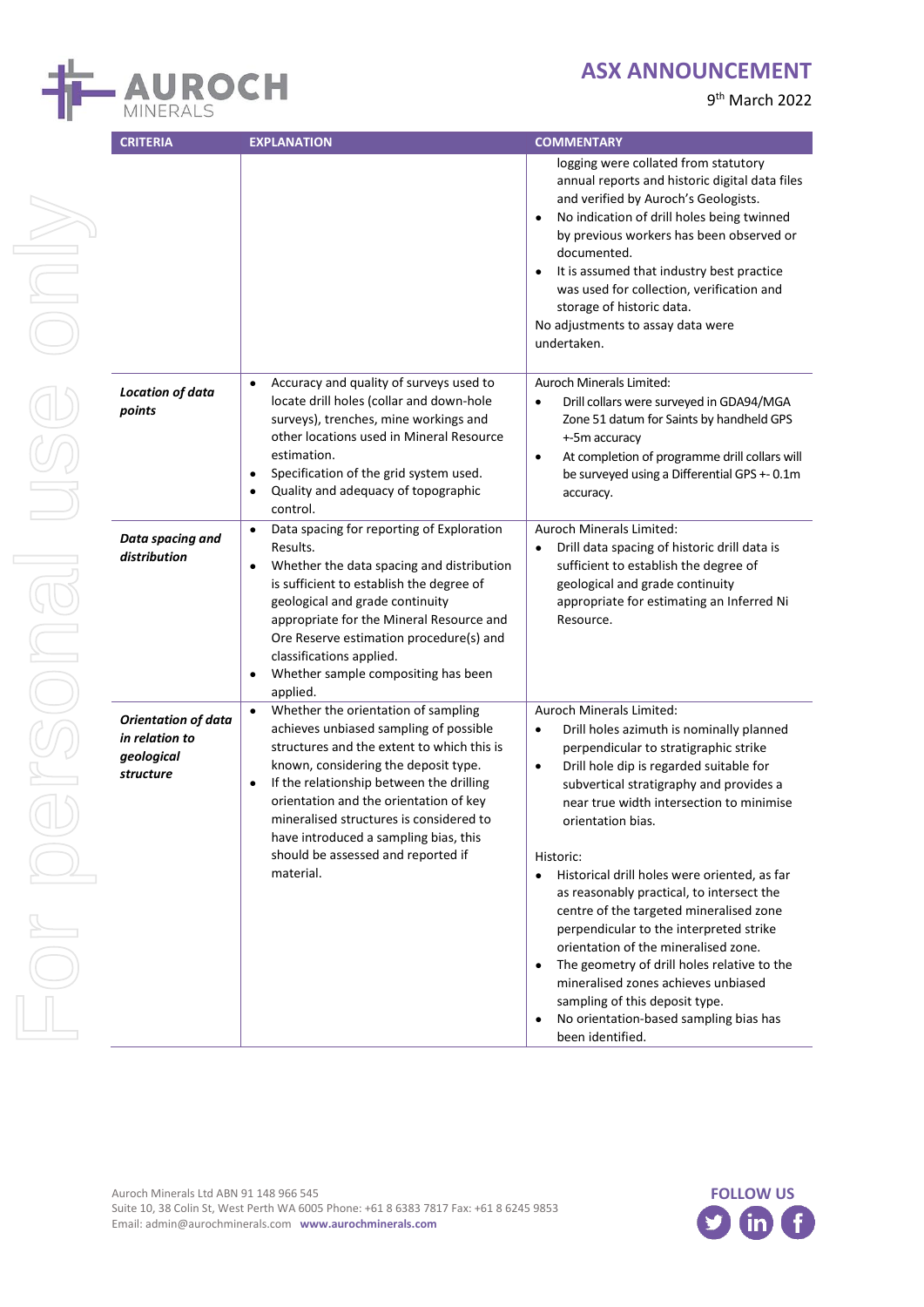| CRITERIA | EXPLANATION | COMMENTARY |
|---|---|---|
| | | logging were collated from statutory annual reports and historic digital data files and verified by Auroch's Geologists.<br>• No indication of drill holes being twinned by previous workers has been observed or documented.<br>• It is assumed that industry best practice was used for collection, verification and storage of historic data.<br>No adjustments to assay data were undertaken. |
| ***Location of data points*** | • Accuracy and quality of surveys used to locate drill holes (collar and down-hole surveys), trenches, mine workings and other locations used in Mineral Resource estimation.<br>• Specification of the grid system used.<br>• Quality and adequacy of topographic control. | Auroch Minerals Limited:<br>• Drill collars were surveyed in GDA94/MGA Zone 51 datum for Saints by handheld GPS +-5m accuracy<br>• At completion of programme drill collars will be surveyed using a Differential GPS +- 0.1m accuracy. |
| ***Data spacing and distribution*** | • Data spacing for reporting of Exploration Results.<br>• Whether the data spacing and distribution is sufficient to establish the degree of geological and grade continuity appropriate for the Mineral Resource and Ore Reserve estimation procedure(s) and classifications applied.<br>• Whether sample compositing has been applied. | Auroch Minerals Limited:<br>• Drill data spacing of historic drill data is sufficient to establish the degree of geological and grade continuity appropriate for estimating an Inferred Ni Resource. |
| ***Orientation of data in relation to geological structure*** | • Whether the orientation of sampling achieves unbiased sampling of possible structures and the extent to which this is known, considering the deposit type.<br>• If the relationship between the drilling orientation and the orientation of key mineralised structures is considered to have introduced a sampling bias, this should be assessed and reported if material. | Auroch Minerals Limited:<br>• Drill holes azimuth is nominally planned perpendicular to stratigraphic strike<br>• Drill hole dip is regarded suitable for subvertical stratigraphy and provides a near true width intersection to minimise orientation bias.<br><br>Historic:<br>• Historical drill holes were oriented, as far as reasonably practical, to intersect the centre of the targeted mineralised zone perpendicular to the interpreted strike orientation of the mineralised zone.<br>• The geometry of drill holes relative to the mineralised zones achieves unbiased sampling of this deposit type.<br>• No orientation-based sampling bias has been identified. |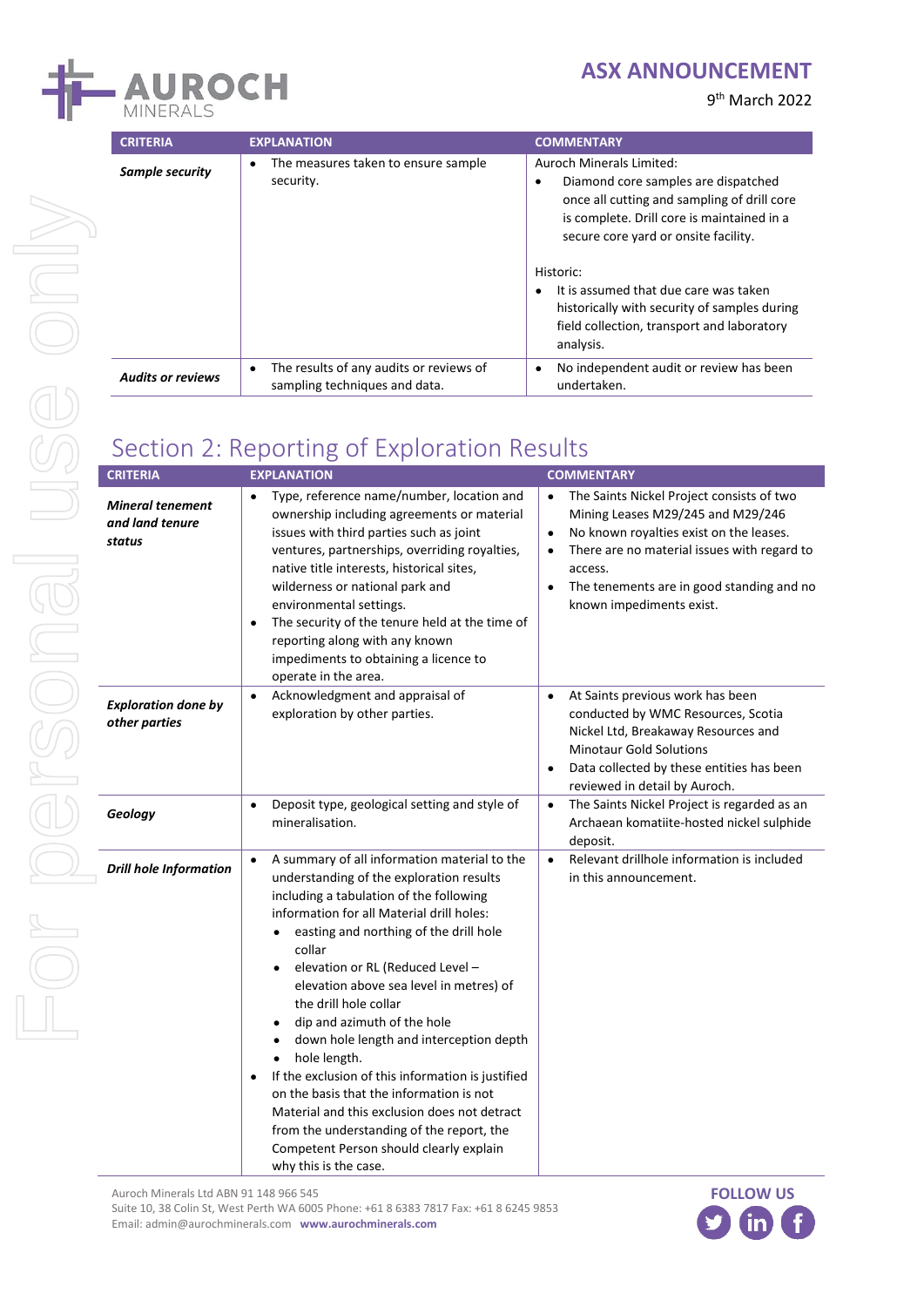| CRITERIA | EXPLANATION | COMMENTARY |
|---|---|---|
| ***Sample security*** | • The measures taken to ensure sample security. | Auroch Minerals Limited:<br>• Diamond core samples are dispatched once all cutting and sampling of drill core is complete. Drill core is maintained in a secure core yard or onsite facility.<br><br>Historic:<br>• It is assumed that due care was taken historically with security of samples during field collection, transport and laboratory analysis. |
| ***Audits or reviews*** | • The results of any audits or reviews of sampling techniques and data. | • No independent audit or review has been undertaken. |

# Section 2: Reporting of Exploration Results

| CRITERIA | EXPLANATION | COMMENTARY |
|---|---|---|
| ***Mineral tenement and land tenure status*** | • Type, reference name/number, location and ownership including agreements or material issues with third parties such as joint ventures, partnerships, overriding royalties, native title interests, historical sites, wilderness or national park and environmental settings.<br>• The security of the tenure held at the time of reporting along with any known impediments to obtaining a licence to operate in the area. | • The Saints Nickel Project consists of two Mining Leases M29/245 and M29/246<br>• No known royalties exist on the leases.<br>• There are no material issues with regard to access.<br>• The tenements are in good standing and no known impediments exist. |
| ***Exploration done by other parties*** | • Acknowledgment and appraisal of exploration by other parties. | • At Saints previous work has been conducted by WMC Resources, Scotia Nickel Ltd, Breakaway Resources and Minotaur Gold Solutions<br>• Data collected by these entities has been reviewed in detail by Auroch. |
| ***Geology*** | • Deposit type, geological setting and style of mineralisation. | • The Saints Nickel Project is regarded as an Archaean komatiite-hosted nickel sulphide deposit. |
| ***Drill hole Information*** | • A summary of all information material to the understanding of the exploration results including a tabulation of the following information for all Material drill holes:<br>&nbsp;&nbsp;• easting and northing of the drill hole collar<br>&nbsp;&nbsp;• elevation or RL (Reduced Level – elevation above sea level in metres) of the drill hole collar<br>&nbsp;&nbsp;• dip and azimuth of the hole<br>&nbsp;&nbsp;• down hole length and interception depth<br>&nbsp;&nbsp;• hole length.<br>• If the exclusion of this information is justified on the basis that the information is not Material and this exclusion does not detract from the understanding of the report, the Competent Person should clearly explain why this is the case. | • Relevant drillhole information is included in this announcement. |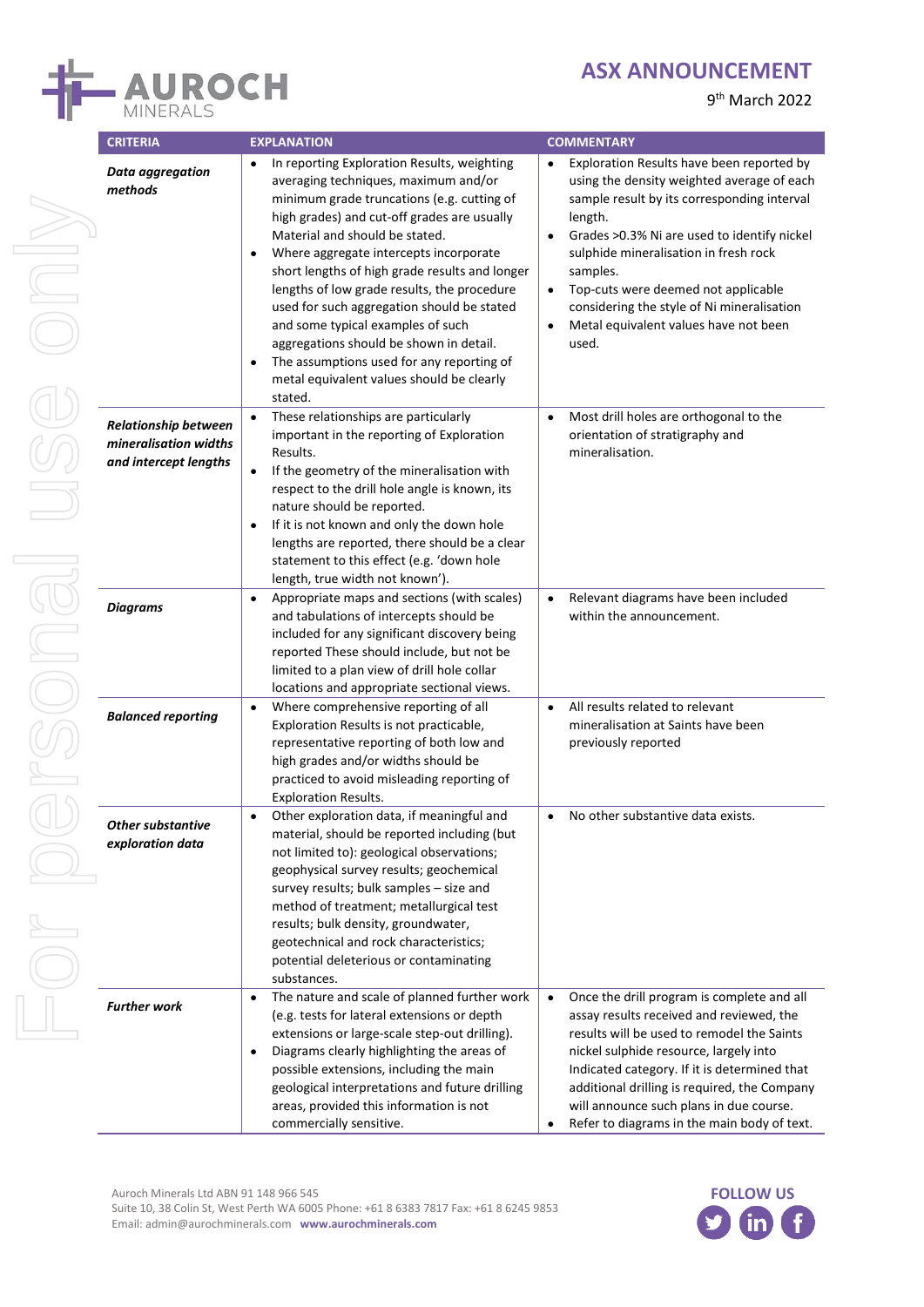| CRITERIA | EXPLANATION | COMMENTARY |
|---|---|---|
| ***Data aggregation methods*** | • In reporting Exploration Results, weighting averaging techniques, maximum and/or minimum grade truncations (e.g. cutting of high grades) and cut-off grades are usually Material and should be stated.<br>• Where aggregate intercepts incorporate short lengths of high grade results and longer lengths of low grade results, the procedure used for such aggregation should be stated and some typical examples of such aggregations should be shown in detail.<br>• The assumptions used for any reporting of metal equivalent values should be clearly stated. | • Exploration Results have been reported by using the density weighted average of each sample result by its corresponding interval length.<br>• Grades >0.3% Ni are used to identify nickel sulphide mineralisation in fresh rock samples.<br>• Top-cuts were deemed not applicable considering the style of Ni mineralisation<br>• Metal equivalent values have not been used. |
| ***Relationship between mineralisation widths and intercept lengths*** | • These relationships are particularly important in the reporting of Exploration Results.<br>• If the geometry of the mineralisation with respect to the drill hole angle is known, its nature should be reported.<br>• If it is not known and only the down hole lengths are reported, there should be a clear statement to this effect (e.g. 'down hole length, true width not known'). | • Most drill holes are orthogonal to the orientation of stratigraphy and mineralisation. |
| ***Diagrams*** | • Appropriate maps and sections (with scales) and tabulations of intercepts should be included for any significant discovery being reported These should include, but not be limited to a plan view of drill hole collar locations and appropriate sectional views. | • Relevant diagrams have been included within the announcement. |
| ***Balanced reporting*** | • Where comprehensive reporting of all Exploration Results is not practicable, representative reporting of both low and high grades and/or widths should be practiced to avoid misleading reporting of Exploration Results. | • All results related to relevant mineralisation at Saints have been previously reported |
| ***Other substantive exploration data*** | • Other exploration data, if meaningful and material, should be reported including (but not limited to): geological observations; geophysical survey results; geochemical survey results; bulk samples – size and method of treatment; metallurgical test results; bulk density, groundwater, geotechnical and rock characteristics; potential deleterious or contaminating substances. | • No other substantive data exists. |
| ***Further work*** | • The nature and scale of planned further work (e.g. tests for lateral extensions or depth extensions or large-scale step-out drilling).<br>• Diagrams clearly highlighting the areas of possible extensions, including the main geological interpretations and future drilling areas, provided this information is not commercially sensitive. | • Once the drill program is complete and all assay results received and reviewed, the results will be used to remodel the Saints nickel sulphide resource, largely into Indicated category. If it is determined that additional drilling is required, the Company will announce such plans in due course.<br>• Refer to diagrams in the main body of text. |